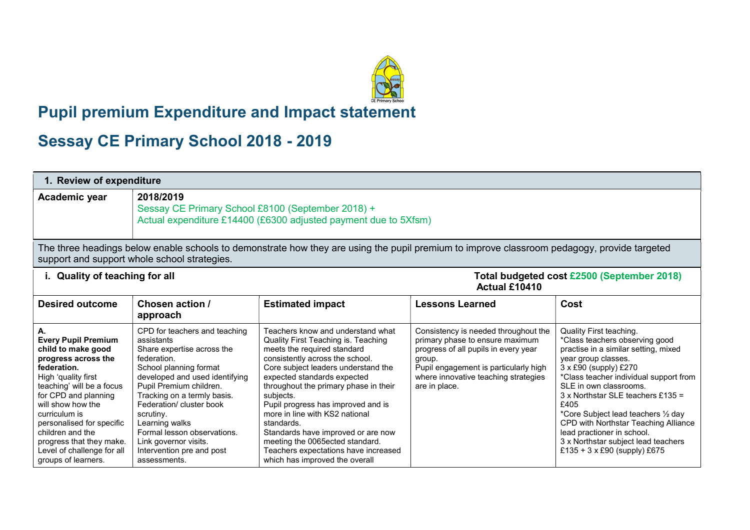# Pupil premium Expenditure and Impact statement

# Sessay CE Primary School 2018 - 2019

| 1. Review of expenditure | |
|---|---|
| **Academic year** | **2018/2019**<br>Sessay CE Primary School £8100 (September 2018) +<br>Actual expenditure £14400 (£6300 adjusted payment due to 5Xfsm) |

The three headings below enable schools to demonstrate how they are using the pupil premium to improve classroom pedagogy, provide targeted support and support whole school strategies.

**i. Quality of teaching for all** — **Total budgeted cost £2500 (September 2018) Actual £10410**

| Desired outcome | Chosen action / approach | Estimated impact | Lessons Learned | Cost |
|---|---|---|---|---|
| **A.**<br>**Every Pupil Premium child to make good progress across the federation.**<br>High 'quality first teaching' will be a focus for CPD and planning will show how the curriculum is personalised for specific children and the progress that they make. Level of challenge for all groups of learners. | CPD for teachers and teaching assistants<br>Share expertise across the federation.<br>School planning format developed and used identifying Pupil Premium children.<br>Tracking on a termly basis.<br>Federation/ cluster book scrutiny.<br>Learning walks<br>Formal lesson observations.<br>Link governor visits.<br>Intervention pre and post assessments. | Teachers know and understand what Quality First Teaching is. Teaching meets the required standard consistently across the school.<br>Core subject leaders understand the expected standards expected throughout the primary phase in their subjects.<br>Pupil progress has improved and is more in line with KS2 national standards.<br>Standards have improved or are now meeting the 0065ected standard.<br>Teachers expectations have increased which has improved the overall | Consistency is needed throughout the primary phase to ensure maximum progress of all pupils in every year group.<br>Pupil engagement is particularly high where innovative teaching strategies are in place. | Quality First teaching.<br>*Class teachers observing good practise in a similar setting, mixed year group classes.<br>3 x £90 (supply) £270<br>*Class teacher individual support from SLE in own classrooms.<br>3 x Northstar SLE teachers £135 = £405<br>*Core Subject lead teachers ½ day CPD with Northstar Teaching Alliance lead practioner in school.<br>3 x Northstar subject lead teachers £135 + 3 x £90 (supply) £675 |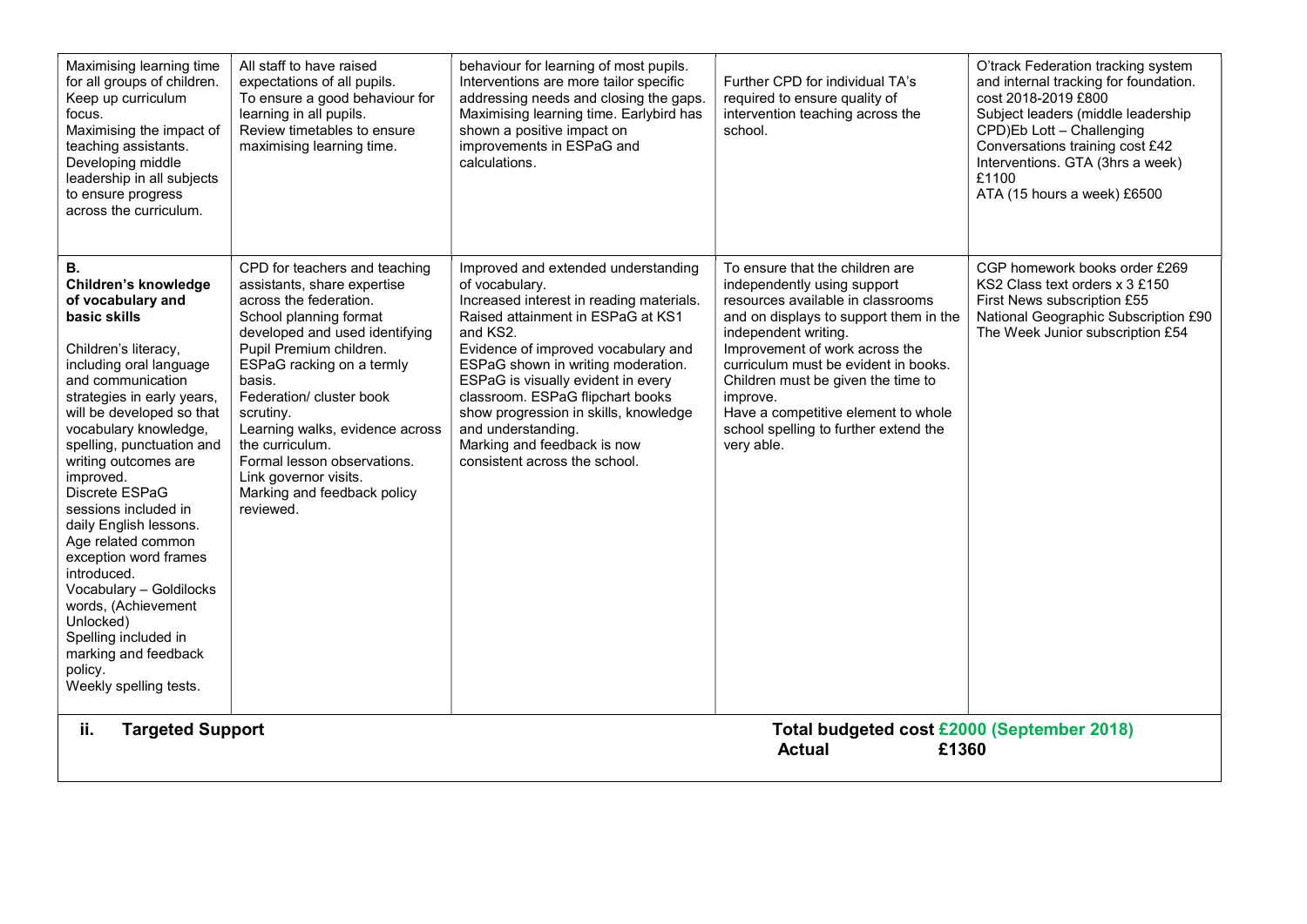| | | | | |
|---|---|---|---|---|
| Maximising learning time for all groups of children. Keep up curriculum focus. Maximising the impact of teaching assistants. Developing middle leadership in all subjects to ensure progress across the curriculum. | All staff to have raised expectations of all pupils. To ensure a good behaviour for learning in all pupils. Review timetables to ensure maximising learning time. | behaviour for learning of most pupils. Interventions are more tailor specific addressing needs and closing the gaps. Maximising learning time. Earlybird has shown a positive impact on improvements in ESPaG and calculations. | Further CPD for individual TA's required to ensure quality of intervention teaching across the school. | O'track Federation tracking system and internal tracking for foundation. cost 2018-2019 £800<br>Subject leaders (middle leadership CPD)Eb Lott – Challenging Conversations training cost £42<br>Interventions. GTA (3hrs a week) £1100<br>ATA (15 hours a week) £6500 |
| **B.**<br>**Children's knowledge of vocabulary and basic skills**<br><br>Children's literacy, including oral language and communication strategies in early years, will be developed so that vocabulary knowledge, spelling, punctuation and writing outcomes are improved.<br>Discrete ESPaG sessions included in daily English lessons.<br>Age related common exception word frames introduced.<br>Vocabulary – Goldilocks words, (Achievement Unlocked)<br>Spelling included in marking and feedback policy.<br>Weekly spelling tests. | CPD for teachers and teaching assistants, share expertise across the federation.<br>School planning format developed and used identifying Pupil Premium children.<br>ESPaG racking on a termly basis.<br>Federation/ cluster book scrutiny.<br>Learning walks, evidence across the curriculum.<br>Formal lesson observations.<br>Link governor visits.<br>Marking and feedback policy reviewed. | Improved and extended understanding of vocabulary.<br>Increased interest in reading materials.<br>Raised attainment in ESPaG at KS1 and KS2.<br>Evidence of improved vocabulary and ESPaG shown in writing moderation.<br>ESPaG is visually evident in every classroom. ESPaG flipchart books show progression in skills, knowledge and understanding.<br>Marking and feedback is now consistent across the school. | To ensure that the children are independently using support resources available in classrooms and on displays to support them in the independent writing.<br>Improvement of work across the curriculum must be evident in books. Children must be given the time to improve.<br>Have a competitive element to whole school spelling to further extend the very able. | CGP homework books order £269<br>KS2 Class text orders x 3 £150<br>First News subscription £55<br>National Geographic Subscription £90<br>The Week Junior subscription £54 |
| **ii. Targeted Support** | | | **Total budgeted cost £2000 (September 2018)**<br>**Actual £1360** | |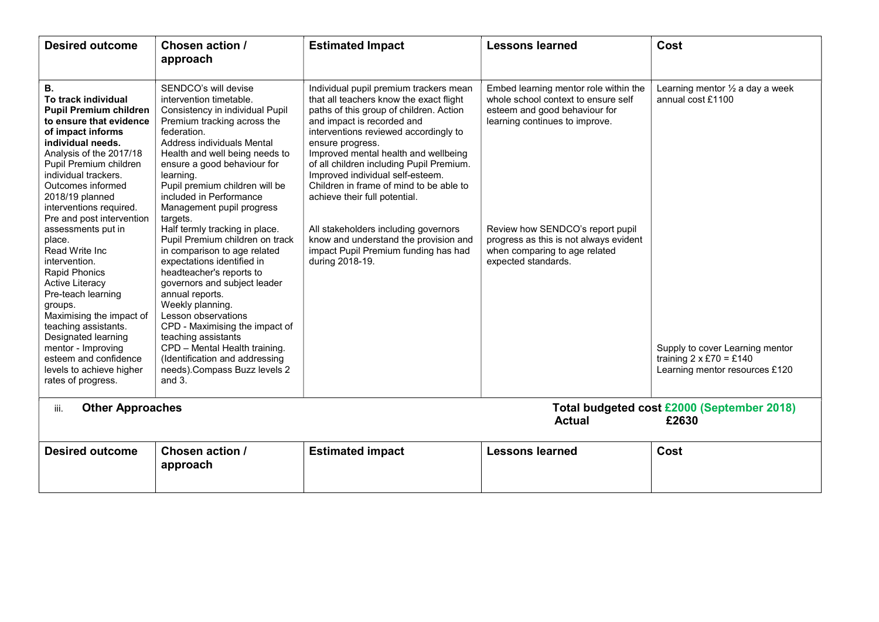| Desired outcome | Chosen action / approach | Estimated Impact | Lessons learned | Cost |
|---|---|---|---|---|
| **B.** **To track individual Pupil Premium children to ensure that evidence of impact informs individual needs.** Analysis of the 2017/18 Pupil Premium children individual trackers. Outcomes informed 2018/19 planned interventions required. Pre and post intervention assessments put in place. Read Write Inc intervention. Rapid Phonics Active Literacy Pre-teach learning groups. Maximising the impact of teaching assistants. Designated learning mentor - Improving esteem and confidence levels to achieve higher rates of progress. | SENDCO's will devise intervention timetable. Consistency in individual Pupil Premium tracking across the federation. Address individuals Mental Health and well being needs to ensure a good behaviour for learning. Pupil premium children will be included in Performance Management pupil progress targets. Half termly tracking in place. Pupil Premium children on track in comparison to age related expectations identified in headteacher's reports to governors and subject leader annual reports. Weekly planning. Lesson observations CPD - Maximising the impact of teaching assistants CPD – Mental Health training. (Identification and addressing needs).Compass Buzz levels 2 and 3. | Individual pupil premium trackers mean that all teachers know the exact flight paths of this group of children. Action and impact is recorded and interventions reviewed accordingly to ensure progress. Improved mental health and wellbeing of all children including Pupil Premium. Improved individual self-esteem. Children in frame of mind to be able to achieve their full potential.<br><br>All stakeholders including governors know and understand the provision and impact Pupil Premium funding has had during 2018-19. | Embed learning mentor role within the whole school context to ensure self esteem and good behaviour for learning continues to improve.<br><br>Review how SENDCO's report pupil progress as this is not always evident when comparing to age related expected standards. | Learning mentor ½ a day a week annual cost £1100<br><br>Supply to cover Learning mentor training 2 x £70 = £140 Learning mentor resources £120 |

iii. **Other Approaches**

**Total budgeted cost £2000 (September 2018)**
**Actual £2630**

| Desired outcome | Chosen action / approach | Estimated impact | Lessons learned | Cost |
|---|---|---|---|---|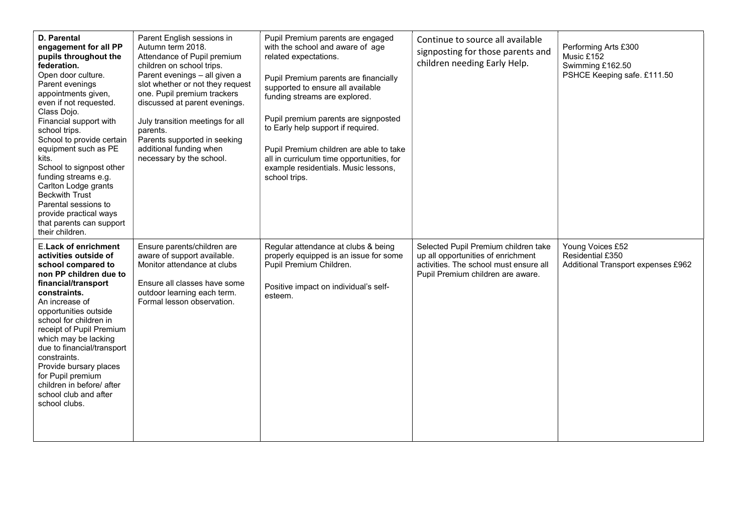| | | | | |
|---|---|---|---|---|
| **D. Parental engagement for all PP pupils throughout the federation.**<br>Open door culture.<br>Parent evenings appointments given, even if not requested.<br>Class Dojo.<br>Financial support with school trips.<br>School to provide certain equipment such as PE kits.<br>School to signpost other funding streams e.g. Carlton Lodge grants Beckwith Trust<br>Parental sessions to provide practical ways that parents can support their children. | Parent English sessions in Autumn term 2018.<br>Attendance of Pupil premium children on school trips.<br>Parent evenings – all given a slot whether or not they request one. Pupil premium trackers discussed at parent evenings.<br><br>July transition meetings for all parents.<br>Parents supported in seeking additional funding when necessary by the school. | Pupil Premium parents are engaged with the school and aware of age related expectations.<br><br>Pupil Premium parents are financially supported to ensure all available funding streams are explored.<br><br>Pupil premium parents are signposted to Early help support if required.<br><br>Pupil Premium children are able to take all in curriculum time opportunities, for example residentials. Music lessons, school trips. | Continue to source all available signposting for those parents and children needing Early Help. | Performing Arts £300<br>Music £152<br>Swimming £162.50<br>PSHCE Keeping safe. £111.50 |
| **E.Lack of enrichment activities outside of school compared to non PP children due to financial/transport constraints.**<br>An increase of opportunities outside school for children in receipt of Pupil Premium which may be lacking due to financial/transport constraints.<br>Provide bursary places for Pupil premium children in before/ after school club and after school clubs. | Ensure parents/children are aware of support available.<br>Monitor attendance at clubs<br><br>Ensure all classes have some outdoor learning each term.<br>Formal lesson observation. | Regular attendance at clubs & being properly equipped is an issue for some Pupil Premium Children.<br><br>Positive impact on individual's self-esteem. | Selected Pupil Premium children take up all opportunities of enrichment activities. The school must ensure all Pupil Premium children are aware. | Young Voices £52<br>Residential £350<br>Additional Transport expenses £962 |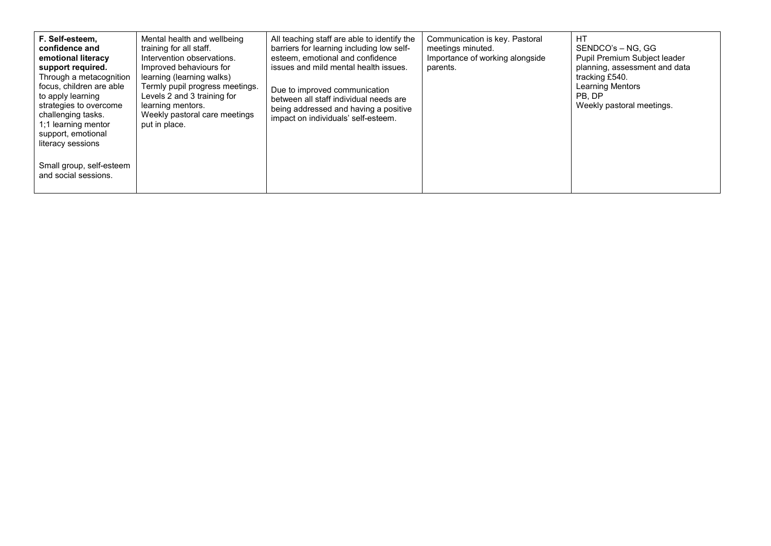| | | | | |
|---|---|---|---|---|
| **F. Self-esteem, confidence and emotional literacy support required.**<br>Through a metacognition focus, children are able to apply learning strategies to overcome challenging tasks.<br>1;1 learning mentor support, emotional literacy sessions<br><br>Small group, self-esteem and social sessions. | Mental health and wellbeing training for all staff.<br>Intervention observations.<br>Improved behaviours for learning (learning walks)<br>Termly pupil progress meetings.<br>Levels 2 and 3 training for learning mentors.<br>Weekly pastoral care meetings put in place. | All teaching staff are able to identify the barriers for learning including low self-esteem, emotional and confidence issues and mild mental health issues.<br><br>Due to improved communication between all staff individual needs are being addressed and having a positive impact on individuals' self-esteem. | Communication is key. Pastoral meetings minuted.<br>Importance of working alongside parents. | HT<br>SENDCO's – NG, GG<br>Pupil Premium Subject leader planning, assessment and data tracking £540.<br>Learning Mentors<br>PB, DP<br>Weekly pastoral meetings. |